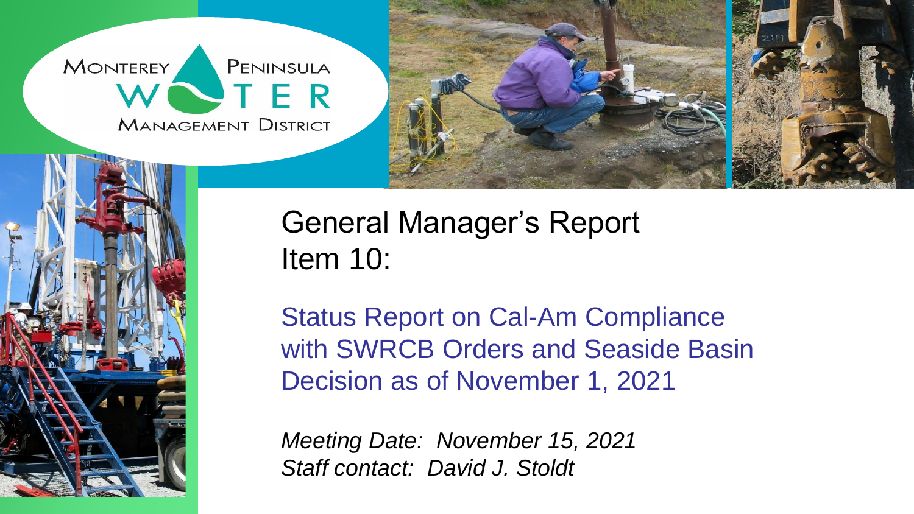MONTEREY PENINSULA WATER MANAGEMENT DISTRICT

# General Manager's Report
# Item 10:

## Status Report on Cal-Am Compliance with SWRCB Orders and Seaside Basin Decision as of November 1, 2021

*Meeting Date: November 15, 2021*
*Staff contact: David J. Stoldt*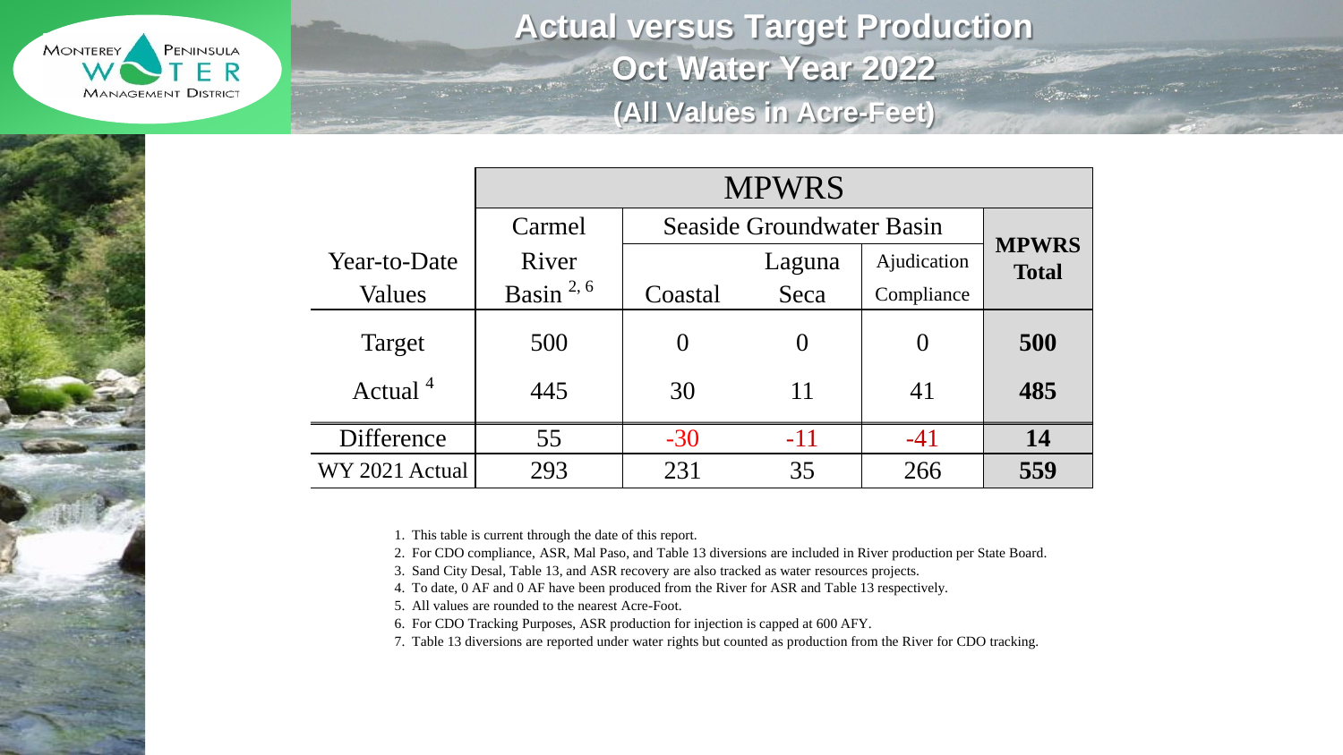# Actual versus Target Production
## Oct Water Year 2022
### (All Values in Acre-Feet)

| | MPWRS | | | | |
|---|---|---|---|---|---|
| Year-to-Date Values | Carmel River Basin [2, 6] | Seaside Groundwater Basin | | | MPWRS Total |
| | | Coastal | Laguna Seca | Ajudication Compliance | |
| Target | 500 | 0 | 0 | 0 | **500** |
| Actual [4] | 445 | 30 | 11 | 41 | **485** |
| Difference | 55 | -30 | -11 | -41 | **14** |
| WY 2021 Actual | 293 | 231 | 35 | 266 | **559** |

1. This table is current through the date of this report.
2. For CDO compliance, ASR, Mal Paso, and Table 13 diversions are included in River production per State Board.
3. Sand City Desal, Table 13, and ASR recovery are also tracked as water resources projects.
4. To date, 0 AF and 0 AF have been produced from the River for ASR and Table 13 respectively.
5. All values are rounded to the nearest Acre-Foot.
6. For CDO Tracking Purposes, ASR production for injection is capped at 600 AFY.
7. Table 13 diversions are reported under water rights but counted as production from the River for CDO tracking.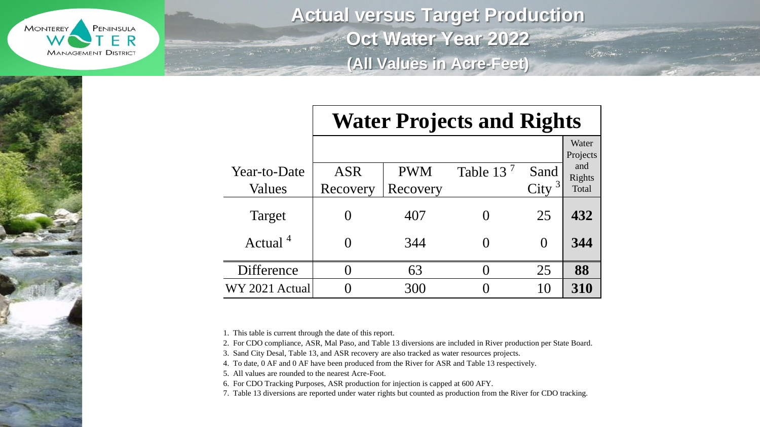# Actual versus Target Production
## Oct Water Year 2022
### (All Values in Acre-Feet)

| Year-to-Date Values | Water Projects and Rights | | | | |
|---|---|---|---|---|---|
| | ASR Recovery | PWM Recovery | Table 13 [7] | Sand City [3] | Water Projects and Rights Total |
| Target | 0 | 407 | 0 | 25 | **432** |
| Actual [4] | 0 | 344 | 0 | 0 | **344** |
| Difference | 0 | 63 | 0 | 25 | **88** |
| WY 2021 Actual | 0 | 300 | 0 | 10 | **310** |

1. This table is current through the date of this report.
2. For CDO compliance, ASR, Mal Paso, and Table 13 diversions are included in River production per State Board.
3. Sand City Desal, Table 13, and ASR recovery are also tracked as water resources projects.
4. To date, 0 AF and 0 AF have been produced from the River for ASR and Table 13 respectively.
5. All values are rounded to the nearest Acre-Foot.
6. For CDO Tracking Purposes, ASR production for injection is capped at 600 AFY.
7. Table 13 diversions are reported under water rights but counted as production from the River for CDO tracking.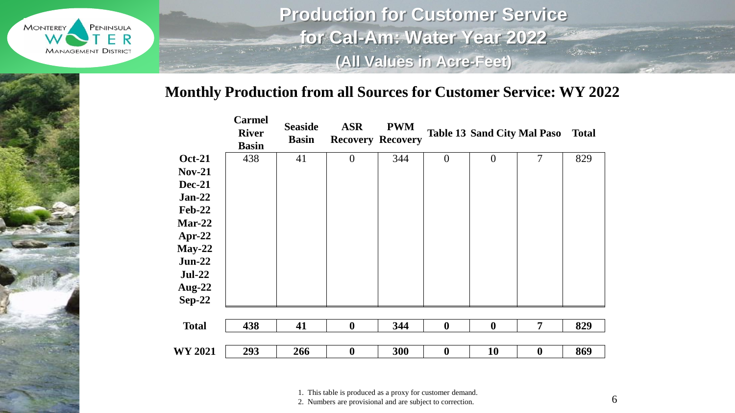# Production for Customer Service for Cal-Am: Water Year 2022

(All Values in Acre-Feet)

## Monthly Production from all Sources for Customer Service: WY 2022

| | Carmel River Basin | Seaside Basin | ASR Recovery | PWM Recovery | Table 13 | Sand City | Mal Paso | Total |
|---|---|---|---|---|---|---|---|---|
| **Oct-21** | 438 | 41 | 0 | 344 | 0 | 0 | 7 | 829 |
| **Nov-21** | | | | | | | | |
| **Dec-21** | | | | | | | | |
| **Jan-22** | | | | | | | | |
| **Feb-22** | | | | | | | | |
| **Mar-22** | | | | | | | | |
| **Apr-22** | | | | | | | | |
| **May-22** | | | | | | | | |
| **Jun-22** | | | | | | | | |
| **Jul-22** | | | | | | | | |
| **Aug-22** | | | | | | | | |
| **Sep-22** | | | | | | | | |
| **Total** | **438** | **41** | **0** | **344** | **0** | **0** | **7** | **829** |
| **WY 2021** | **293** | **266** | **0** | **300** | **0** | **10** | **0** | **869** |

1. This table is produced as a proxy for customer demand.
2. Numbers are provisional and are subject to correction.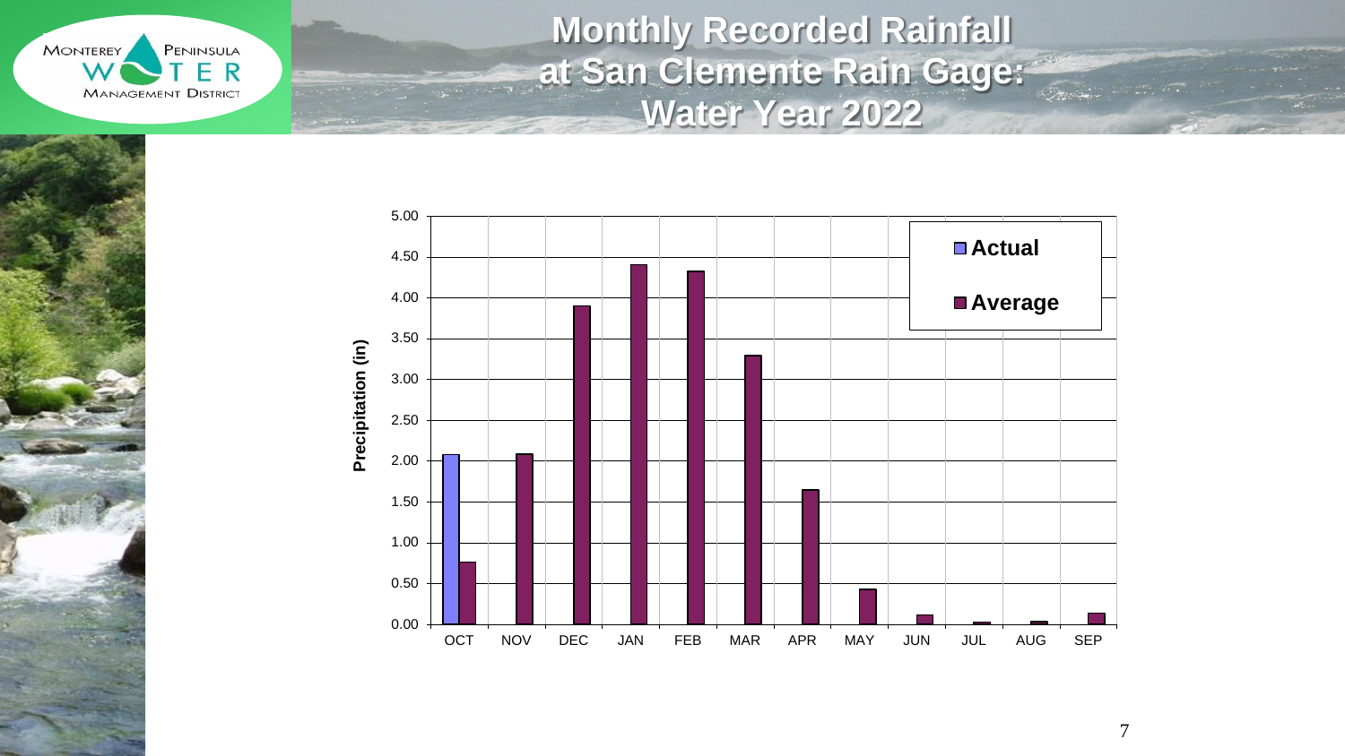# Monthly Recorded Rainfall at San Clemente Rain Gage: Water Year 2022

Precipitation (in)

| Month | Actual | Average |
|---|---|---|
| OCT | 2.08 | 0.77 |
| NOV | | 2.09 |
| DEC | | 3.90 |
| JAN | | 4.41 |
| FEB | | 4.33 |
| MAR | | 3.30 |
| APR | | 1.65 |
| MAY | | 0.43 |
| JUN | | 0.11 |
| JUL | | 0.02 |
| AUG | | 0.03 |
| SEP | | 0.14 |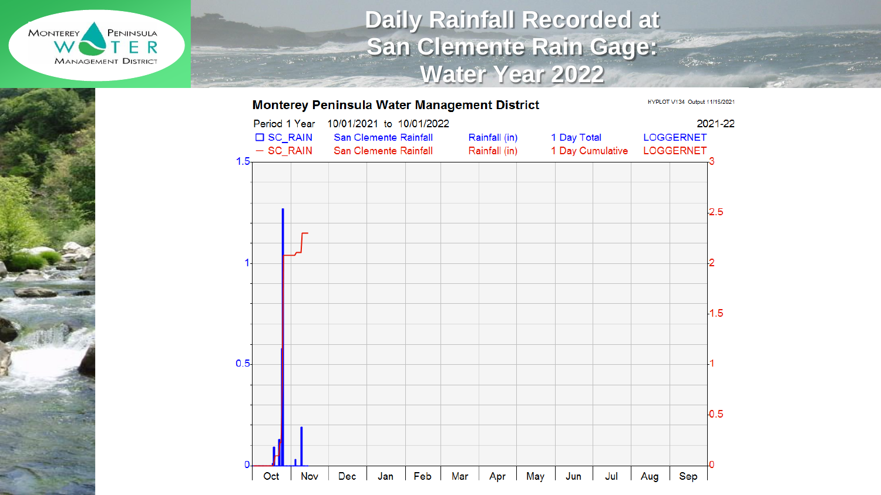# Daily Rainfall Recorded at San Clemente Rain Gage: Water Year 2022

**Monterey Peninsula Water Management District**

HYPLOT V134 Output 11/15/2021

Period 1 Year 10/01/2021 to 10/01/2022 2021-22

| | | | | | |
|---|---|---|---|---|---|
| □ SC_RAIN | San Clemente Rainfall | Rainfall (in) | 1 Day Total | LOGGERNET |
| — SC_RAIN | San Clemente Rainfall | Rainfall (in) | 1 Day Cumulative | LOGGERNET |

Left axis: 0, 0.5, 1, 1.5

Right axis: 0, 0.5, 1, 1.5, 2, 2.5, 3

Months: Oct, Nov, Dec, Jan, Feb, Mar, Apr, May, Jun, Jul, Aug, Sep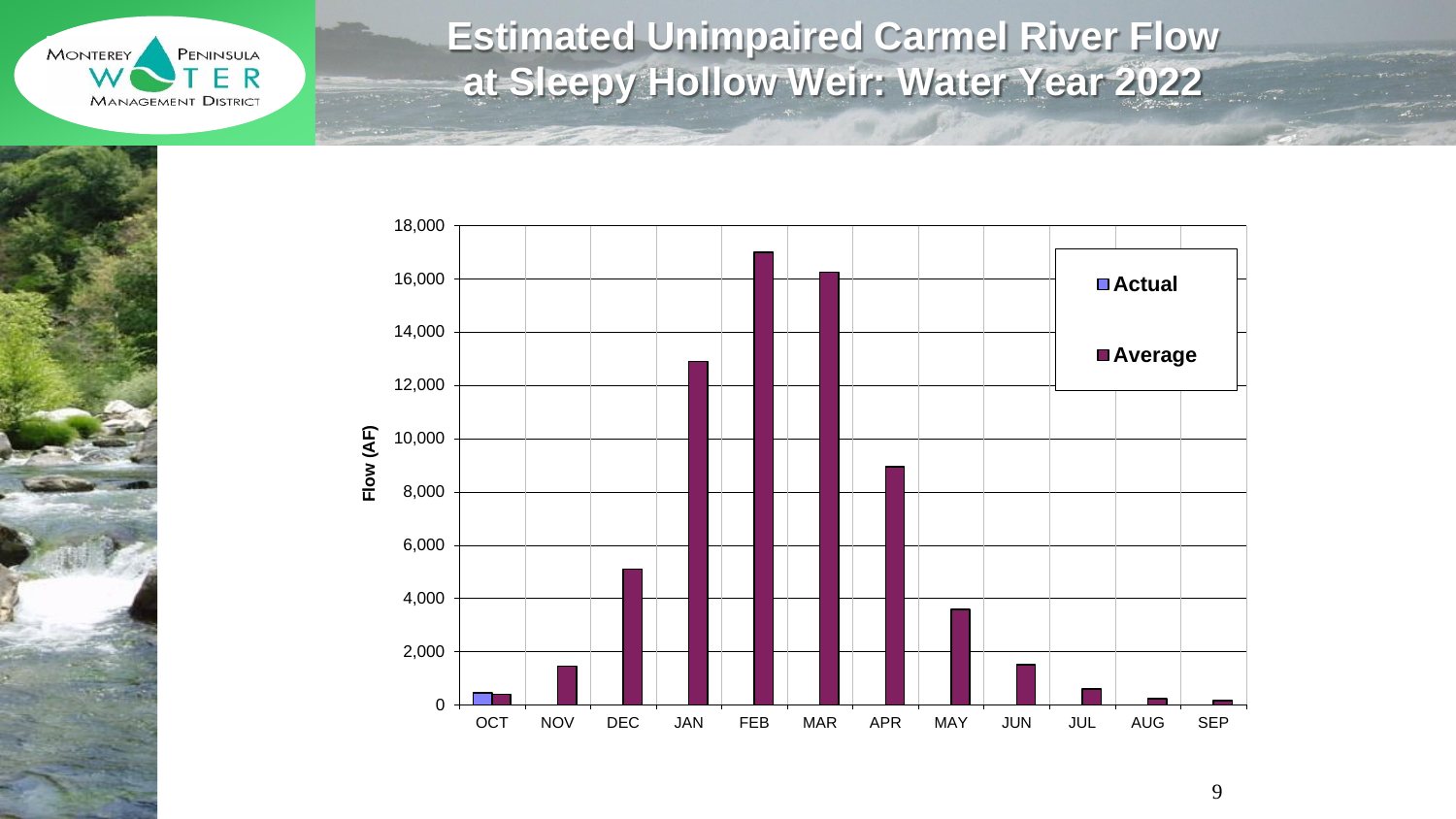# Estimated Unimpaired Carmel River Flow at Sleepy Hollow Weir: Water Year 2022

Flow (AF)

| Month | Actual | Average |
|---|---|---|
| OCT | ~450 | ~400 |
| NOV | | ~1,450 |
| DEC | | ~5,100 |
| JAN | | ~12,900 |
| FEB | | ~17,000 |
| MAR | | ~16,200 |
| APR | | ~8,950 |
| MAY | | ~3,600 |
| JUN | | ~1,500 |
| JUL | | ~600 |
| AUG | | ~250 |
| SEP | | ~150 |

■ Actual

■ Average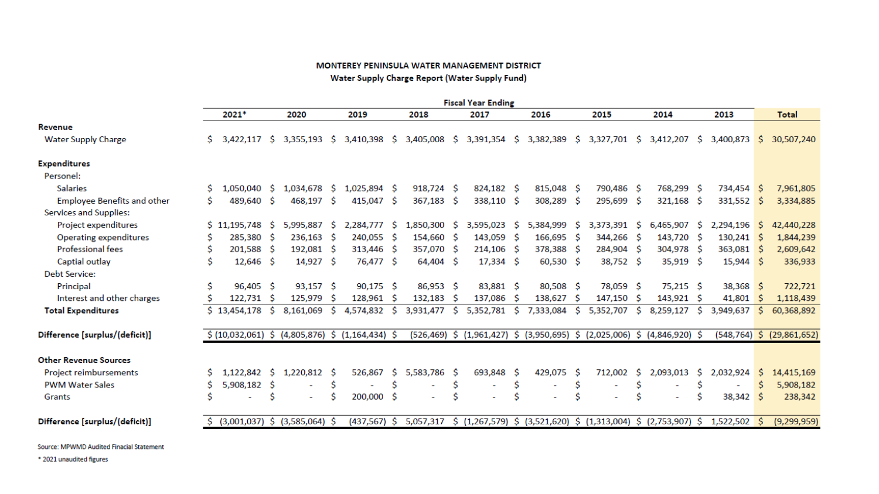**MONTEREY PENINSULA WATER MANAGEMENT DISTRICT**
**Water Supply Charge Report (Water Supply Fund)**

| | Fiscal Year Ending | | | | | | | | | |
|---|---|---|---|---|---|---|---|---|---|---|
| | 2021* | 2020 | 2019 | 2018 | 2017 | 2016 | 2015 | 2014 | 2013 | Total |
| **Revenue** | | | | | | | | | | |
| Water Supply Charge | $ 3,422,117 | $ 3,355,193 | $ 3,410,398 | $ 3,405,008 | $ 3,391,354 | $ 3,382,389 | $ 3,327,701 | $ 3,412,207 | $ 3,400,873 | $ 30,507,240 |
| **Expenditures** | | | | | | | | | | |
| Personel: | | | | | | | | | | |
| Salaries | $ 1,050,040 | $ 1,034,678 | $ 1,025,894 | $ 918,724 | $ 824,182 | $ 815,048 | $ 790,486 | $ 768,299 | $ 734,454 | $ 7,961,805 |
| Employee Benefits and other | $ 489,640 | $ 468,197 | $ 415,047 | $ 367,183 | $ 338,110 | $ 308,289 | $ 295,699 | $ 321,168 | $ 331,552 | $ 3,334,885 |
| Services and Supplies: | | | | | | | | | | |
| Project expenditures | $ 11,195,748 | $ 5,995,887 | $ 2,284,777 | $ 1,850,300 | $ 3,595,023 | $ 5,384,999 | $ 3,373,391 | $ 6,465,907 | $ 2,294,196 | $ 42,440,228 |
| Operating expenditures | $ 285,380 | $ 236,163 | $ 240,055 | $ 154,660 | $ 143,059 | $ 166,695 | $ 344,266 | $ 143,720 | $ 130,241 | $ 1,844,239 |
| Professional fees | $ 201,588 | $ 192,081 | $ 313,446 | $ 357,070 | $ 214,106 | $ 378,388 | $ 284,904 | $ 304,978 | $ 363,081 | $ 2,609,642 |
| Captial outlay | $ 12,646 | $ 14,927 | $ 76,477 | $ 64,404 | $ 17,334 | $ 60,530 | $ 38,752 | $ 35,919 | $ 15,944 | $ 336,933 |
| Debt Service: | | | | | | | | | | |
| Principal | $ 96,405 | $ 93,157 | $ 90,175 | $ 86,953 | $ 83,881 | $ 80,508 | $ 78,059 | $ 75,215 | $ 38,368 | $ 722,721 |
| Interest and other charges | $ 122,731 | $ 125,979 | $ 128,961 | $ 132,183 | $ 137,086 | $ 138,627 | $ 147,150 | $ 143,921 | $ 41,801 | $ 1,118,439 |
| **Total Expenditures** | $ 13,454,178 | $ 8,161,069 | $ 4,574,832 | $ 3,931,477 | $ 5,352,781 | $ 7,333,084 | $ 5,352,707 | $ 8,259,127 | $ 3,949,637 | $ 60,368,892 |
| **Difference [surplus/(deficit)]** | $ (10,032,061) | $ (4,805,876) | $ (1,164,434) | $ (526,469) | $ (1,961,427) | $ (3,950,695) | $ (2,025,006) | $ (4,846,920) | $ (548,764) | $ (29,861,652) |
| **Other Revenue Sources** | | | | | | | | | | |
| Project reimbursements | $ 1,122,842 | $ 1,220,812 | $ 526,867 | $ 5,583,786 | $ 693,848 | $ 429,075 | $ 712,002 | $ 2,093,013 | $ 2,032,924 | $ 14,415,169 |
| PWM Water Sales | $ 5,908,182 | $ - | $ - | $ - | $ - | $ - | $ - | $ - | $ - | $ 5,908,182 |
| Grants | $ - | $ - | $ 200,000 | $ - | $ - | $ - | $ - | $ - | $ 38,342 | $ 238,342 |
| **Difference [surplus/(deficit)]** | $ (3,001,037) | $ (3,585,064) | $ (437,567) | $ 5,057,317 | $ (1,267,579) | $ (3,521,620) | $ (1,313,004) | $ (2,753,907) | $ 1,522,502 | $ (9,299,959) |

Source: MPWMD Audited Finacial Statement

* 2021 unaudited figures